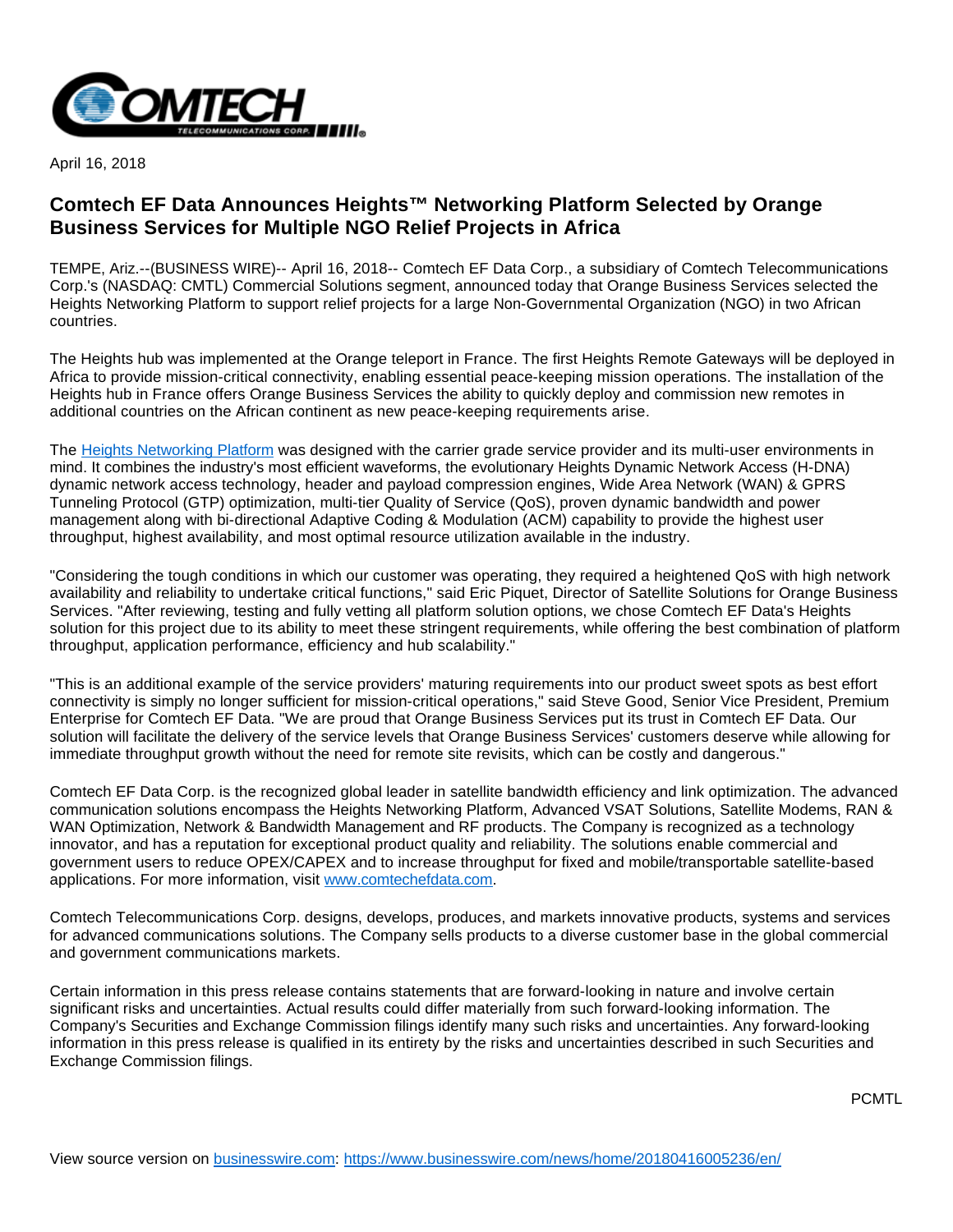April 16, 2018

# Comtech EF Data Announces Heights™ Networking Platform Selected by Orange Business Services for Multiple NGO Relief Projects in Africa

TEMPE, Ariz.--(BUSINESS WIRE)-- April 16, 2018-- Comtech EF Data Corp., a subsidiary of Comtech Telecommunications Corp.'s (NASDAQ: CMTL) Commercial Solutions segment, announced today that Orange Business Services selected the Heights Networking Platform to support relief projects for a large Non-Governmental Organization (NGO) in two African countries.

The Heights hub was implemented at the Orange teleport in France. The first Heights Remote Gateways will be deployed in Africa to provide mission-critical connectivity, enabling essential peace-keeping mission operations. The installation of the Heights hub in France offers Orange Business Services the ability to quickly deploy and commission new remotes in additional countries on the African continent as new peace-keeping requirements arise.

The [Heights Networking Platform](#) was designed with the carrier grade service provider and its multi-user environments in mind. It combines the industry's most efficient waveforms, the evolutionary Heights Dynamic Network Access (H-DNA) dynamic network access technology, header and payload compression engines, Wide Area Network (WAN) & GPRS Tunneling Protocol (GTP) optimization, multi-tier Quality of Service (QoS), proven dynamic bandwidth and power management along with bi-directional Adaptive Coding & Modulation (ACM) capability to provide the highest user throughput, highest availability, and most optimal resource utilization available in the industry.

"Considering the tough conditions in which our customer was operating, they required a heightened QoS with high network availability and reliability to undertake critical functions," said Eric Piquet, Director of Satellite Solutions for Orange Business Services. "After reviewing, testing and fully vetting all platform solution options, we chose Comtech EF Data's Heights solution for this project due to its ability to meet these stringent requirements, while offering the best combination of platform throughput, application performance, efficiency and hub scalability."

"This is an additional example of the service providers' maturing requirements into our product sweet spots as best effort connectivity is simply no longer sufficient for mission-critical operations," said Steve Good, Senior Vice President, Premium Enterprise for Comtech EF Data. "We are proud that Orange Business Services put its trust in Comtech EF Data. Our solution will facilitate the delivery of the service levels that Orange Business Services' customers deserve while allowing for immediate throughput growth without the need for remote site revisits, which can be costly and dangerous."

Comtech EF Data Corp. is the recognized global leader in satellite bandwidth efficiency and link optimization. The advanced communication solutions encompass the Heights Networking Platform, Advanced VSAT Solutions, Satellite Modems, RAN & WAN Optimization, Network & Bandwidth Management and RF products. The Company is recognized as a technology innovator, and has a reputation for exceptional product quality and reliability. The solutions enable commercial and government users to reduce OPEX/CAPEX and to increase throughput for fixed and mobile/transportable satellite-based applications. For more information, visit [www.comtechefdata.com](http://www.comtechefdata.com).

Comtech Telecommunications Corp. designs, develops, produces, and markets innovative products, systems and services for advanced communications solutions. The Company sells products to a diverse customer base in the global commercial and government communications markets.

Certain information in this press release contains statements that are forward-looking in nature and involve certain significant risks and uncertainties. Actual results could differ materially from such forward-looking information. The Company's Securities and Exchange Commission filings identify many such risks and uncertainties. Any forward-looking information in this press release is qualified in its entirety by the risks and uncertainties described in such Securities and Exchange Commission filings.

PCMTL

View source version on [businesswire.com](https://www.businesswire.com): [https://www.businesswire.com/news/home/20180416005236/en/](https://www.businesswire.com/news/home/20180416005236/en/)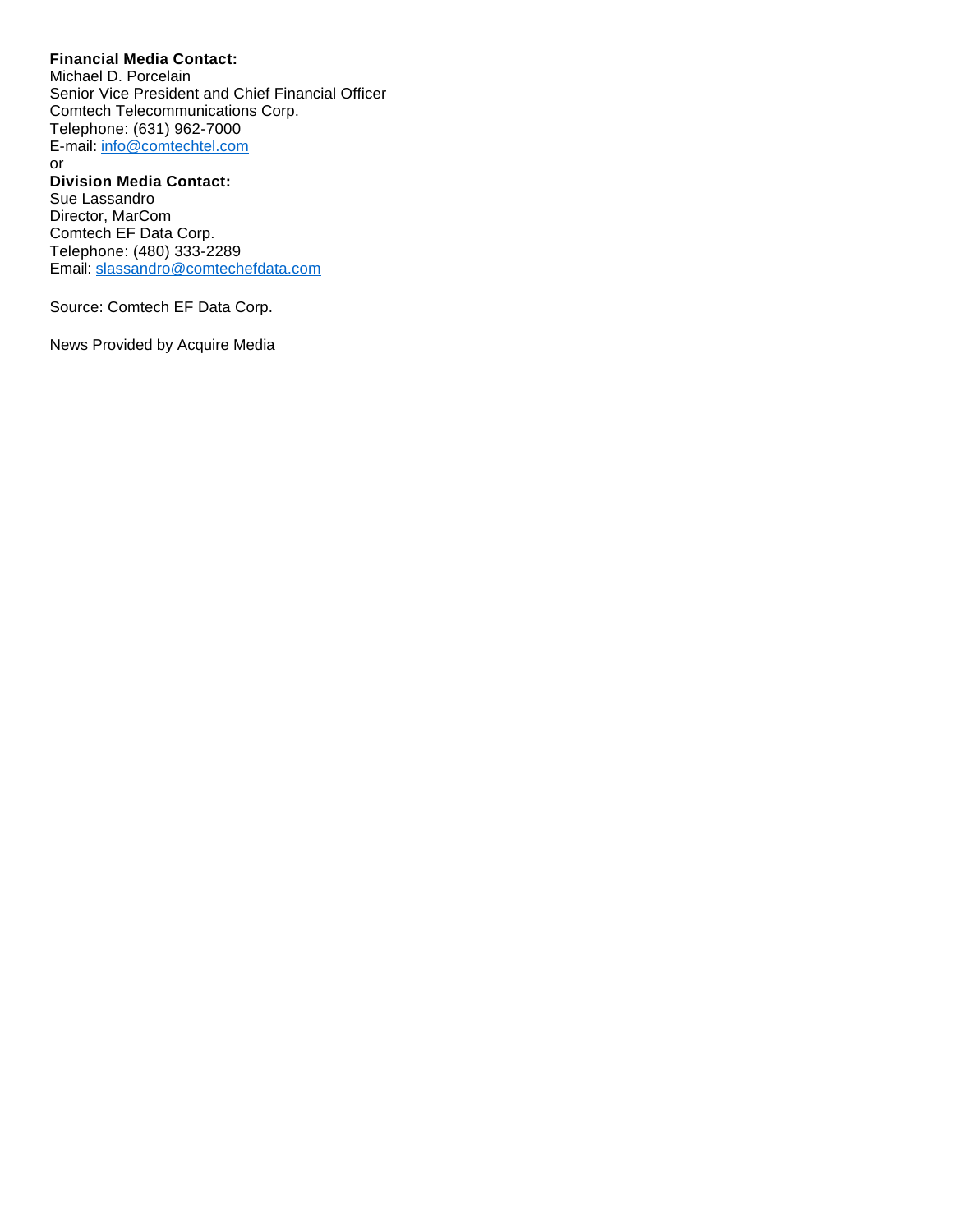**Financial Media Contact:**
Michael D. Porcelain
Senior Vice President and Chief Financial Officer
Comtech Telecommunications Corp.
Telephone: (631) 962-7000
E-mail: [info@comtechtel.com](mailto:info@comtechtel.com)
or
**Division Media Contact:**
Sue Lassandro
Director, MarCom
Comtech EF Data Corp.
Telephone: (480) 333-2289
Email: [slassandro@comtechefdata.com](mailto:slassandro@comtechefdata.com)

Source: Comtech EF Data Corp.

News Provided by Acquire Media